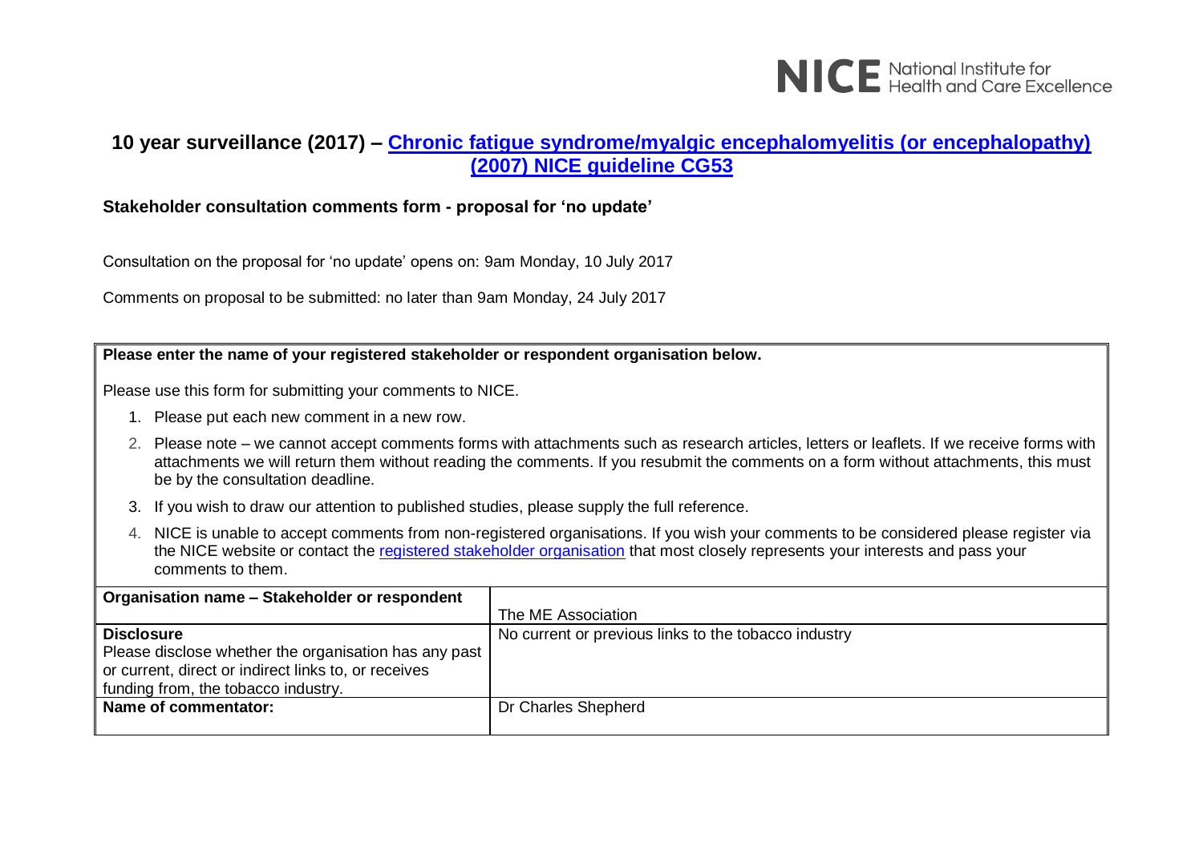NICE National Institute for Health and Care Excellence

## 10 year surveillance (2017) – [Chronic fatigue syndrome/myalgic encephalomyelitis (or encephalopathy) (2007) NICE guideline CG53]

**Stakeholder consultation comments form - proposal for 'no update'**

Consultation on the proposal for 'no update' opens on: 9am Monday, 10 July 2017

Comments on proposal to be submitted: no later than 9am Monday, 24 July 2017

**Please enter the name of your registered stakeholder or respondent organisation below.**

Please use this form for submitting your comments to NICE.

1. Please put each new comment in a new row.
2. Please note – we cannot accept comments forms with attachments such as research articles, letters or leaflets. If we receive forms with attachments we will return them without reading the comments. If you resubmit the comments on a form without attachments, this must be by the consultation deadline.
3. If you wish to draw our attention to published studies, please supply the full reference.
4. NICE is unable to accept comments from non-registered organisations. If you wish your comments to be considered please register via the NICE website or contact the [registered stakeholder organisation] that most closely represents your interests and pass your comments to them.

| **Organisation name – Stakeholder or respondent** | The ME Association |
|---|---|
| **Disclosure** Please disclose whether the organisation has any past or current, direct or indirect links to, or receives funding from, the tobacco industry. | No current or previous links to the tobacco industry |
| **Name of commentator:** | Dr Charles Shepherd |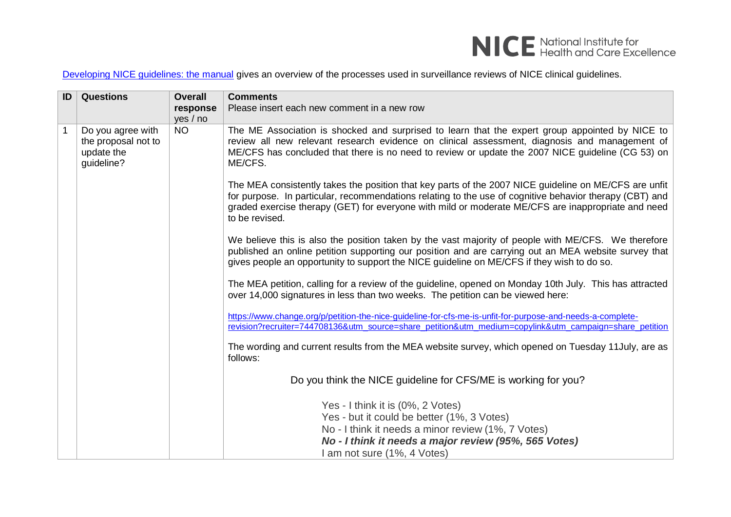[Developing NICE guidelines: the manual](#) gives an overview of the processes used in surveillance reviews of NICE clinical guidelines.

| ID | Questions | Overall response yes / no | Comments<br>Please insert each new comment in a new row |
|---|---|---|---|
| 1 | Do you agree with the proposal not to update the guideline? | NO | The ME Association is shocked and surprised to learn that the expert group appointed by NICE to review all new relevant research evidence on clinical assessment, diagnosis and management of ME/CFS has concluded that there is no need to review or update the 2007 NICE guideline (CG 53) on ME/CFS.<br><br>The MEA consistently takes the position that key parts of the 2007 NICE guideline on ME/CFS are unfit for purpose. In particular, recommendations relating to the use of cognitive behavior therapy (CBT) and graded exercise therapy (GET) for everyone with mild or moderate ME/CFS are inappropriate and need to be revised.<br><br>We believe this is also the position taken by the vast majority of people with ME/CFS. We therefore published an online petition supporting our position and are carrying out an MEA website survey that gives people an opportunity to support the NICE guideline on ME/CFS if they wish to do so.<br><br>The MEA petition, calling for a review of the guideline, opened on Monday 10th July. This has attracted over 14,000 signatures in less than two weeks. The petition can be viewed here:<br><br>https://www.change.org/p/petition-the-nice-guideline-for-cfs-me-is-unfit-for-purpose-and-needs-a-complete-revision?recruiter=744708136&utm_source=share_petition&utm_medium=copylink&utm_campaign=share_petition<br><br>The wording and current results from the MEA website survey, which opened on Tuesday 11July, are as follows:<br><br>Do you think the NICE guideline for CFS/ME is working for you?<br><br>Yes - I think it is (0%, 2 Votes)<br>Yes - but it could be better (1%, 3 Votes)<br>No - I think it needs a minor review (1%, 7 Votes)<br>***No - I think it needs a major review (95%, 565 Votes)***<br>I am not sure (1%, 4 Votes) |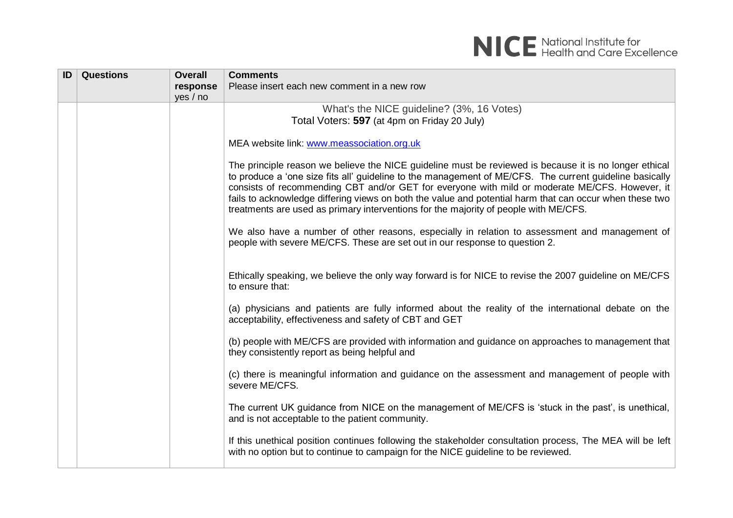| ID | Questions | Overall response yes / no | Comments<br>Please insert each new comment in a new row |
|---|---|---|---|
| | | | What's the NICE guideline? (3%, 16 Votes)<br>Total Voters: **597** (at 4pm on Friday 20 July)<br><br>MEA website link: [www.meassociation.org.uk](http://www.meassociation.org.uk)<br><br>The principle reason we believe the NICE guideline must be reviewed is because it is no longer ethical to produce a 'one size fits all' guideline to the management of ME/CFS. The current guideline basically consists of recommending CBT and/or GET for everyone with mild or moderate ME/CFS. However, it fails to acknowledge differing views on both the value and potential harm that can occur when these two treatments are used as primary interventions for the majority of people with ME/CFS.<br><br>We also have a number of other reasons, especially in relation to assessment and management of people with severe ME/CFS. These are set out in our response to question 2.<br><br>Ethically speaking, we believe the only way forward is for NICE to revise the 2007 guideline on ME/CFS to ensure that:<br><br>(a) physicians and patients are fully informed about the reality of the international debate on the acceptability, effectiveness and safety of CBT and GET<br><br>(b) people with ME/CFS are provided with information and guidance on approaches to management that they consistently report as being helpful and<br><br>(c) there is meaningful information and guidance on the assessment and management of people with severe ME/CFS.<br><br>The current UK guidance from NICE on the management of ME/CFS is 'stuck in the past', is unethical, and is not acceptable to the patient community.<br><br>If this unethical position continues following the stakeholder consultation process, The MEA will be left with no option but to continue to campaign for the NICE guideline to be reviewed. |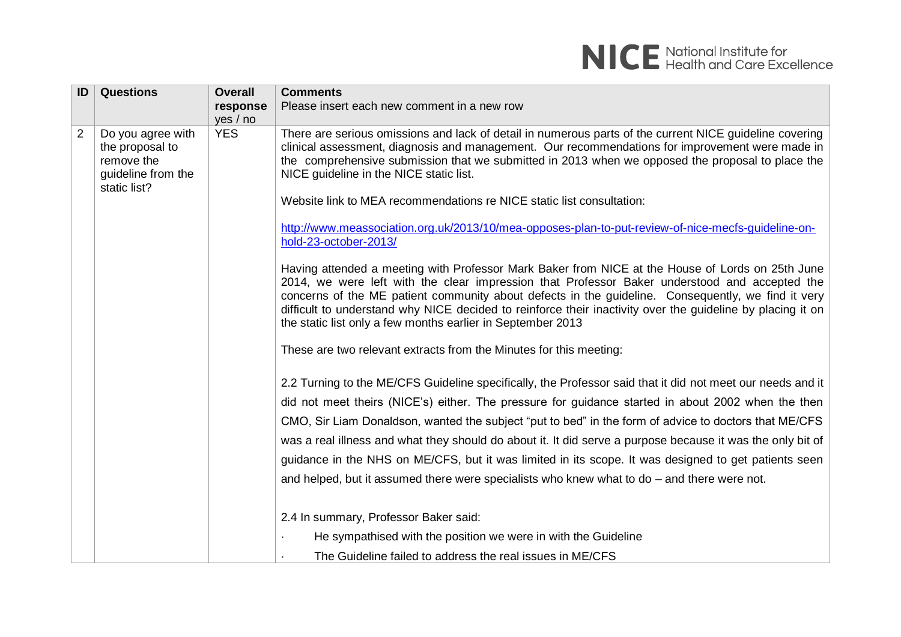| ID | Questions | Overall response yes / no | Comments<br>Please insert each new comment in a new row |
| --- | --- | --- | --- |
| 2 | Do you agree with the proposal to remove the guideline from the static list? | YES | There are serious omissions and lack of detail in numerous parts of the current NICE guideline covering clinical assessment, diagnosis and management. Our recommendations for improvement were made in the comprehensive submission that we submitted in 2013 when we opposed the proposal to place the NICE guideline in the NICE static list.<br><br>Website link to MEA recommendations re NICE static list consultation:<br><br>[http://www.meassociation.org.uk/2013/10/mea-opposes-plan-to-put-review-of-nice-mecfs-guideline-on-hold-23-october-2013/](http://www.meassociation.org.uk/2013/10/mea-opposes-plan-to-put-review-of-nice-mecfs-guideline-on-hold-23-october-2013/)<br><br>Having attended a meeting with Professor Mark Baker from NICE at the House of Lords on 25th June 2014, we were left with the clear impression that Professor Baker understood and accepted the concerns of the ME patient community about defects in the guideline. Consequently, we find it very difficult to understand why NICE decided to reinforce their inactivity over the guideline by placing it on the static list only a few months earlier in September 2013<br><br>These are two relevant extracts from the Minutes for this meeting:<br><br>2.2 Turning to the ME/CFS Guideline specifically, the Professor said that it did not meet our needs and it did not meet theirs (NICE's) either. The pressure for guidance started in about 2002 when the then CMO, Sir Liam Donaldson, wanted the subject "put to bed" in the form of advice to doctors that ME/CFS was a real illness and what they should do about it. It did serve a purpose because it was the only bit of guidance in the NHS on ME/CFS, but it was limited in its scope. It was designed to get patients seen and helped, but it assumed there were specialists who knew what to do – and there were not.<br><br>2.4 In summary, Professor Baker said:<br>· He sympathised with the position we were in with the Guideline<br>· The Guideline failed to address the real issues in ME/CFS |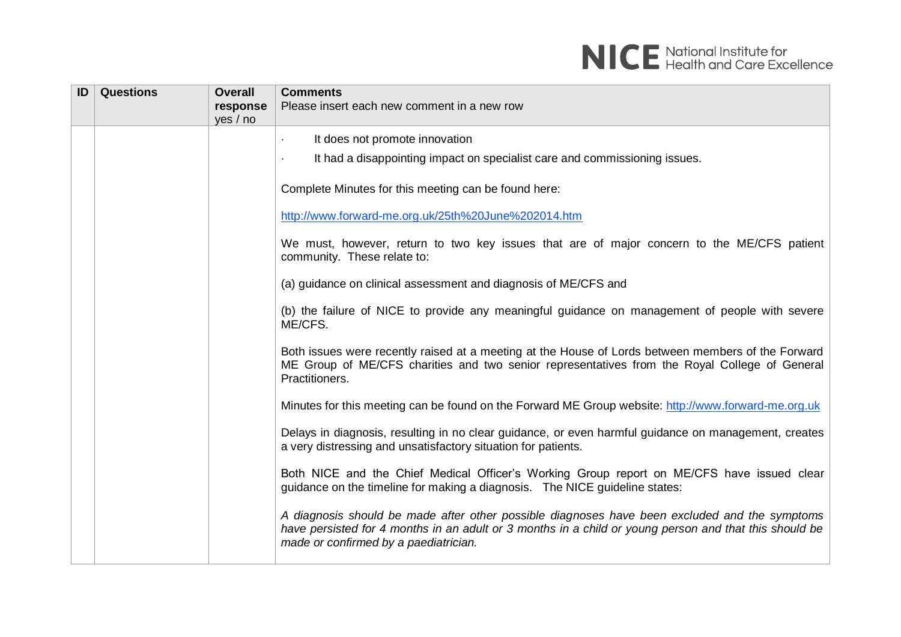| ID | Questions | Overall response yes / no | Comments<br>Please insert each new comment in a new row |
|---|---|---|---|
| | | | · It does not promote innovation<br>· It had a disappointing impact on specialist care and commissioning issues.<br><br>Complete Minutes for this meeting can be found here:<br><br>http://www.forward-me.org.uk/25th%20June%202014.htm<br><br>We must, however, return to two key issues that are of major concern to the ME/CFS patient community. These relate to:<br><br>(a) guidance on clinical assessment and diagnosis of ME/CFS and<br><br>(b) the failure of NICE to provide any meaningful guidance on management of people with severe ME/CFS.<br><br>Both issues were recently raised at a meeting at the House of Lords between members of the Forward ME Group of ME/CFS charities and two senior representatives from the Royal College of General Practitioners.<br><br>Minutes for this meeting can be found on the Forward ME Group website: http://www.forward-me.org.uk<br><br>Delays in diagnosis, resulting in no clear guidance, or even harmful guidance on management, creates a very distressing and unsatisfactory situation for patients.<br><br>Both NICE and the Chief Medical Officer's Working Group report on ME/CFS have issued clear guidance on the timeline for making a diagnosis. The NICE guideline states:<br><br>*A diagnosis should be made after other possible diagnoses have been excluded and the symptoms have persisted for 4 months in an adult or 3 months in a child or young person and that this should be made or confirmed by a paediatrician.* |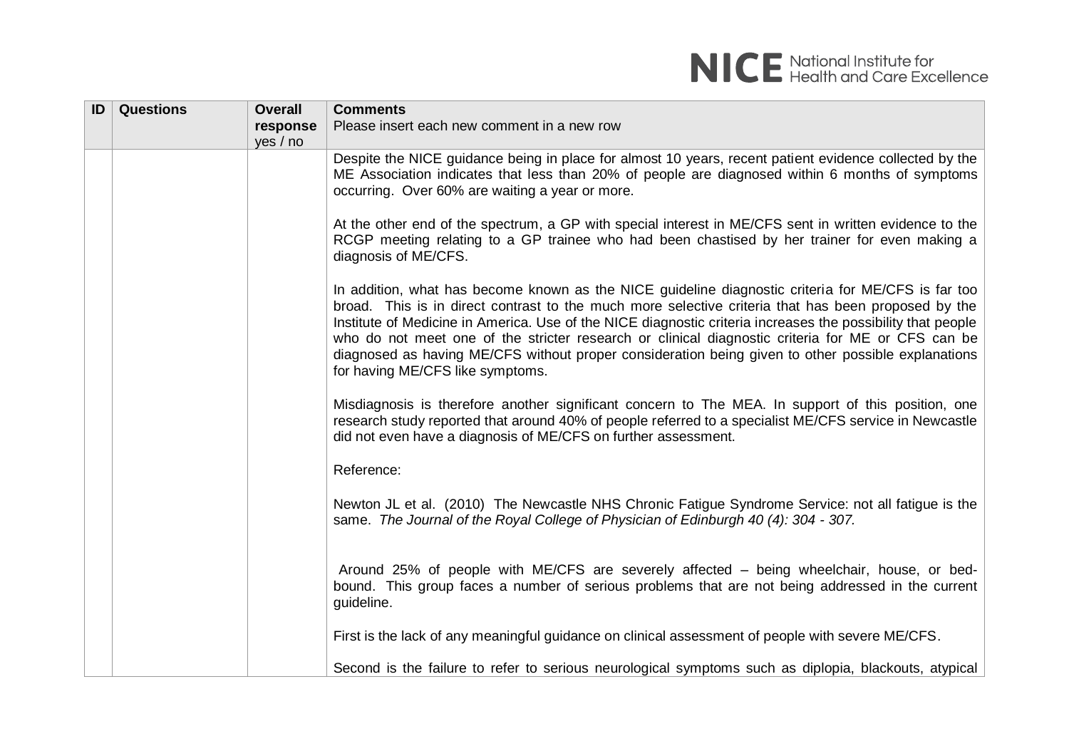| ID | Questions | Overall response yes / no | Comments<br>Please insert each new comment in a new row |
|---|---|---|---|
| | | | Despite the NICE guidance being in place for almost 10 years, recent patient evidence collected by the ME Association indicates that less than 20% of people are diagnosed within 6 months of symptoms occurring. Over 60% are waiting a year or more.<br><br>At the other end of the spectrum, a GP with special interest in ME/CFS sent in written evidence to the RCGP meeting relating to a GP trainee who had been chastised by her trainer for even making a diagnosis of ME/CFS.<br><br>In addition, what has become known as the NICE guideline diagnostic criteria for ME/CFS is far too broad. This is in direct contrast to the much more selective criteria that has been proposed by the Institute of Medicine in America. Use of the NICE diagnostic criteria increases the possibility that people who do not meet one of the stricter research or clinical diagnostic criteria for ME or CFS can be diagnosed as having ME/CFS without proper consideration being given to other possible explanations for having ME/CFS like symptoms.<br><br>Misdiagnosis is therefore another significant concern to The MEA. In support of this position, one research study reported that around 40% of people referred to a specialist ME/CFS service in Newcastle did not even have a diagnosis of ME/CFS on further assessment.<br><br>Reference:<br><br>Newton JL et al. (2010) The Newcastle NHS Chronic Fatigue Syndrome Service: not all fatigue is the same. *The Journal of the Royal College of Physician of Edinburgh 40 (4): 304 - 307.*<br><br>Around 25% of people with ME/CFS are severely affected – being wheelchair, house, or bed-bound. This group faces a number of serious problems that are not being addressed in the current guideline.<br><br>First is the lack of any meaningful guidance on clinical assessment of people with severe ME/CFS.<br><br>Second is the failure to refer to serious neurological symptoms such as diplopia, blackouts, atypical |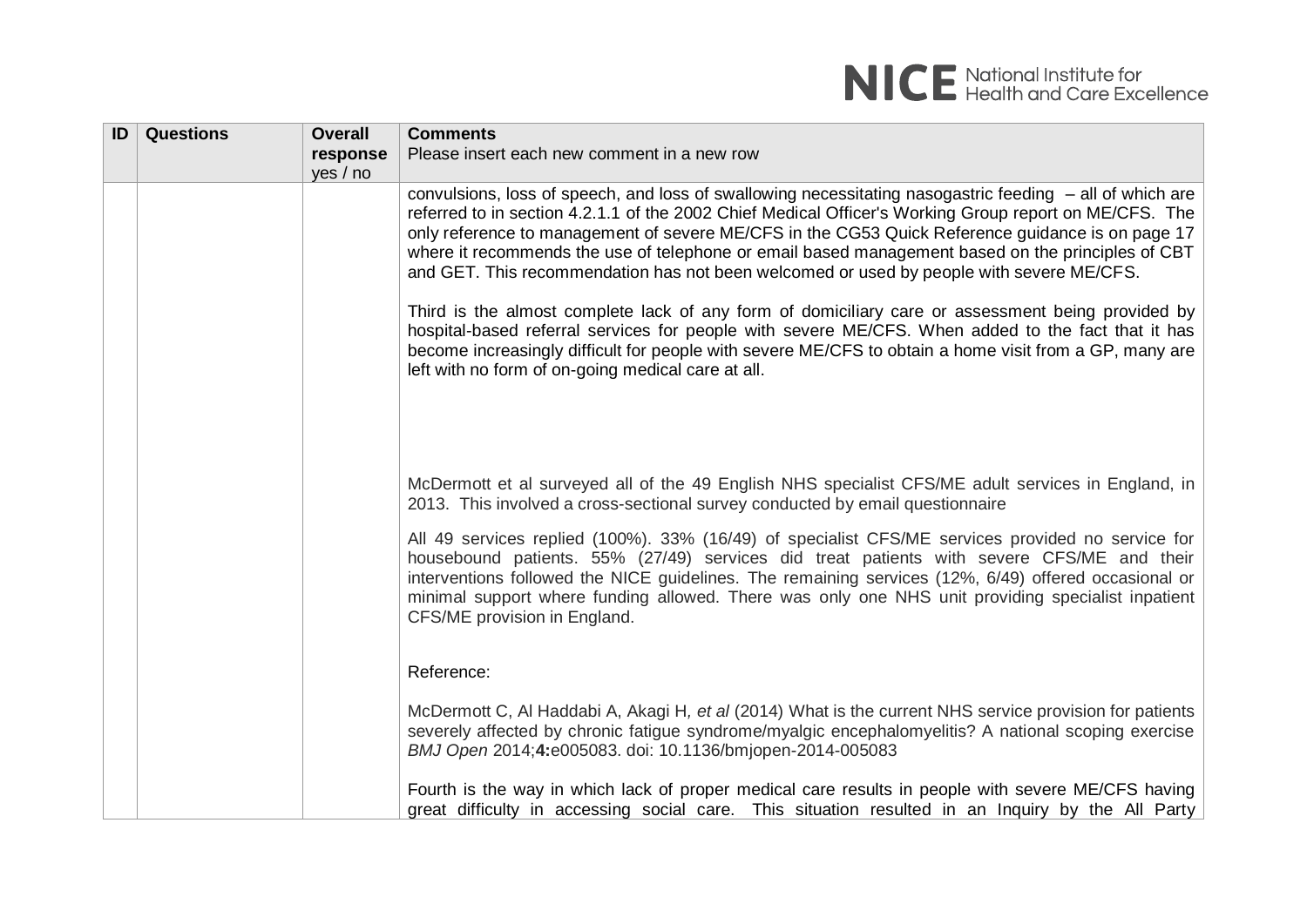| ID | Questions | Overall response yes / no | Comments Please insert each new comment in a new row |
|---|---|---|---|
| | | | convulsions, loss of speech, and loss of swallowing necessitating nasogastric feeding – all of which are referred to in section 4.2.1.1 of the 2002 Chief Medical Officer's Working Group report on ME/CFS. The only reference to management of severe ME/CFS in the CG53 Quick Reference guidance is on page 17 where it recommends the use of telephone or email based management based on the principles of CBT and GET. This recommendation has not been welcomed or used by people with severe ME/CFS.<br><br>Third is the almost complete lack of any form of domiciliary care or assessment being provided by hospital-based referral services for people with severe ME/CFS. When added to the fact that it has become increasingly difficult for people with severe ME/CFS to obtain a home visit from a GP, many are left with no form of on-going medical care at all.<br><br>McDermott et al surveyed all of the 49 English NHS specialist CFS/ME adult services in England, in 2013. This involved a cross-sectional survey conducted by email questionnaire<br><br>All 49 services replied (100%). 33% (16/49) of specialist CFS/ME services provided no service for housebound patients. 55% (27/49) services did treat patients with severe CFS/ME and their interventions followed the NICE guidelines. The remaining services (12%, 6/49) offered occasional or minimal support where funding allowed. There was only one NHS unit providing specialist inpatient CFS/ME provision in England.<br><br>Reference:<br><br>McDermott C, Al Haddabi A, Akagi H, *et al* (2014) What is the current NHS service provision for patients severely affected by chronic fatigue syndrome/myalgic encephalomyelitis? A national scoping exercise *BMJ Open* 2014;**4:**e005083. doi: 10.1136/bmjopen-2014-005083<br><br>Fourth is the way in which lack of proper medical care results in people with severe ME/CFS having great difficulty in accessing social care. This situation resulted in an Inquiry by the All Party |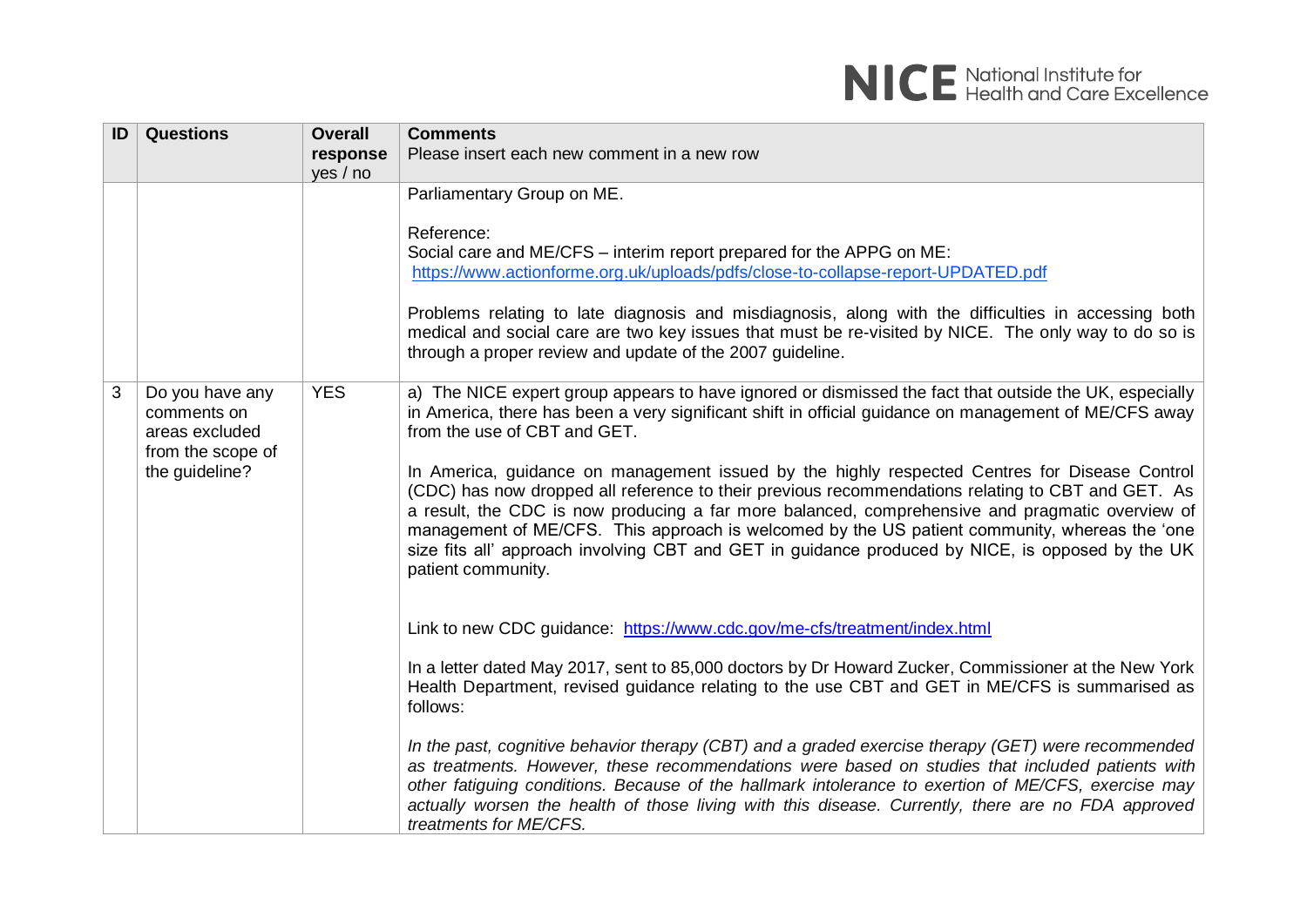| ID | Questions | Overall response yes / no | Comments<br>Please insert each new comment in a new row |
|---|---|---|---|
| | | | Parliamentary Group on ME.<br><br>Reference:<br>Social care and ME/CFS – interim report prepared for the APPG on ME:<br>https://www.actionforme.org.uk/uploads/pdfs/close-to-collapse-report-UPDATED.pdf<br><br>Problems relating to late diagnosis and misdiagnosis, along with the difficulties in accessing both medical and social care are two key issues that must be re-visited by NICE. The only way to do so is through a proper review and update of the 2007 guideline. |
| 3 | Do you have any comments on areas excluded from the scope of the guideline? | YES | a) The NICE expert group appears to have ignored or dismissed the fact that outside the UK, especially in America, there has been a very significant shift in official guidance on management of ME/CFS away from the use of CBT and GET.<br><br>In America, guidance on management issued by the highly respected Centres for Disease Control (CDC) has now dropped all reference to their previous recommendations relating to CBT and GET. As a result, the CDC is now producing a far more balanced, comprehensive and pragmatic overview of management of ME/CFS. This approach is welcomed by the US patient community, whereas the 'one size fits all' approach involving CBT and GET in guidance produced by NICE, is opposed by the UK patient community.<br><br>Link to new CDC guidance: https://www.cdc.gov/me-cfs/treatment/index.html<br><br>In a letter dated May 2017, sent to 85,000 doctors by Dr Howard Zucker, Commissioner at the New York Health Department, revised guidance relating to the use CBT and GET in ME/CFS is summarised as follows:<br><br>*In the past, cognitive behavior therapy (CBT) and a graded exercise therapy (GET) were recommended as treatments. However, these recommendations were based on studies that included patients with other fatiguing conditions. Because of the hallmark intolerance to exertion of ME/CFS, exercise may actually worsen the health of those living with this disease. Currently, there are no FDA approved treatments for ME/CFS.* |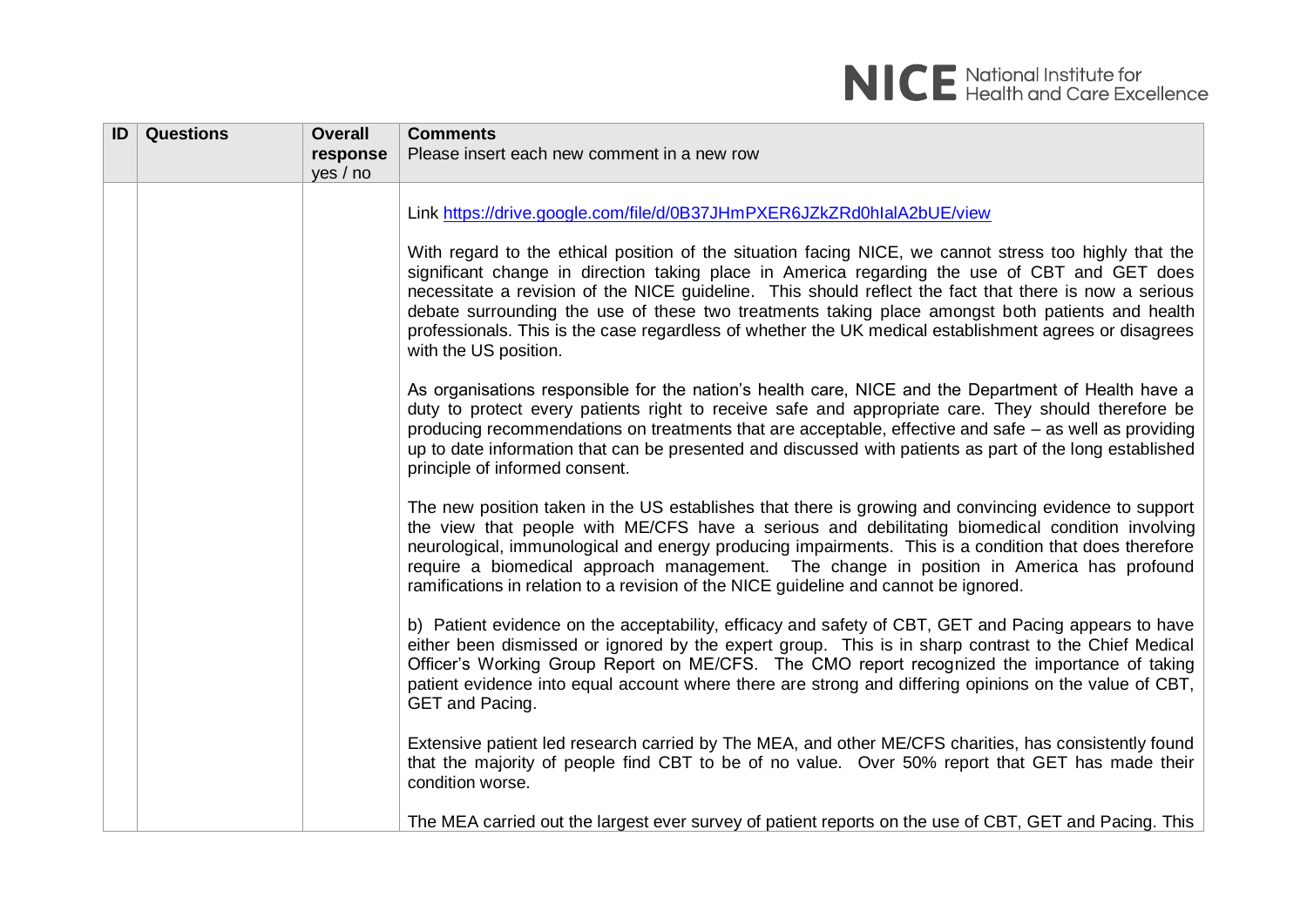| ID | Questions | Overall response yes / no | Comments<br>Please insert each new comment in a new row |
|---|---|---|---|
| | | | Link https://drive.google.com/file/d/0B37JHmPXER6JZkZRd0hIalA2bUE/view<br><br>With regard to the ethical position of the situation facing NICE, we cannot stress too highly that the significant change in direction taking place in America regarding the use of CBT and GET does necessitate a revision of the NICE guideline. This should reflect the fact that there is now a serious debate surrounding the use of these two treatments taking place amongst both patients and health professionals. This is the case regardless of whether the UK medical establishment agrees or disagrees with the US position.<br><br>As organisations responsible for the nation's health care, NICE and the Department of Health have a duty to protect every patients right to receive safe and appropriate care. They should therefore be producing recommendations on treatments that are acceptable, effective and safe – as well as providing up to date information that can be presented and discussed with patients as part of the long established principle of informed consent.<br><br>The new position taken in the US establishes that there is growing and convincing evidence to support the view that people with ME/CFS have a serious and debilitating biomedical condition involving neurological, immunological and energy producing impairments. This is a condition that does therefore require a biomedical approach management. The change in position in America has profound ramifications in relation to a revision of the NICE guideline and cannot be ignored.<br><br>b) Patient evidence on the acceptability, efficacy and safety of CBT, GET and Pacing appears to have either been dismissed or ignored by the expert group. This is in sharp contrast to the Chief Medical Officer's Working Group Report on ME/CFS. The CMO report recognized the importance of taking patient evidence into equal account where there are strong and differing opinions on the value of CBT, GET and Pacing.<br><br>Extensive patient led research carried by The MEA, and other ME/CFS charities, has consistently found that the majority of people find CBT to be of no value. Over 50% report that GET has made their condition worse.<br><br>The MEA carried out the largest ever survey of patient reports on the use of CBT, GET and Pacing. This |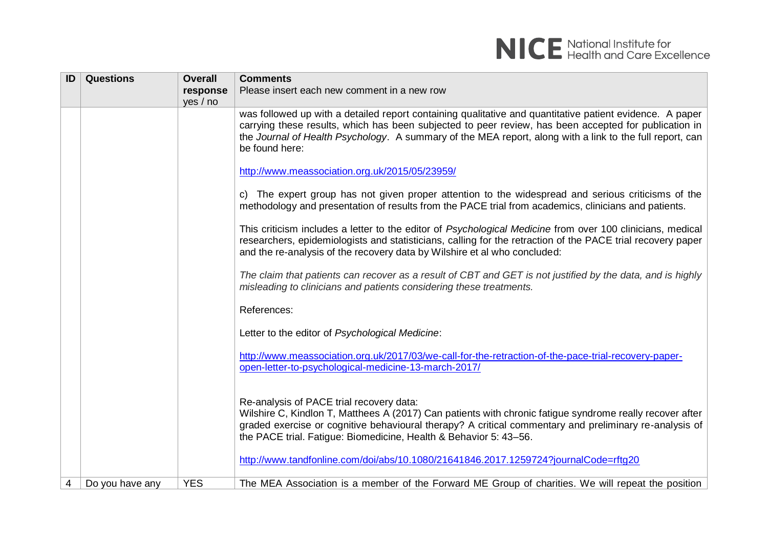| ID | Questions | Overall response yes / no | Comments<br>Please insert each new comment in a new row |
| --- | --- | --- | --- |
| | | | was followed up with a detailed report containing qualitative and quantitative patient evidence. A paper carrying these results, which has been subjected to peer review, has been accepted for publication in the *Journal of Health Psychology*. A summary of the MEA report, along with a link to the full report, can be found here:<br><br>http://www.meassociation.org.uk/2015/05/23959/<br><br>c) The expert group has not given proper attention to the widespread and serious criticisms of the methodology and presentation of results from the PACE trial from academics, clinicians and patients.<br><br>This criticism includes a letter to the editor of *Psychological Medicine* from over 100 clinicians, medical researchers, epidemiologists and statisticians, calling for the retraction of the PACE trial recovery paper and the re-analysis of the recovery data by Wilshire et al who concluded:<br><br>*The claim that patients can recover as a result of CBT and GET is not justified by the data, and is highly misleading to clinicians and patients considering these treatments.*<br><br>References:<br><br>Letter to the editor of *Psychological Medicine*:<br><br>http://www.meassociation.org.uk/2017/03/we-call-for-the-retraction-of-the-pace-trial-recovery-paper-open-letter-to-psychological-medicine-13-march-2017/<br><br>Re-analysis of PACE trial recovery data:<br>Wilshire C, Kindlon T, Matthees A (2017) Can patients with chronic fatigue syndrome really recover after graded exercise or cognitive behavioural therapy? A critical commentary and preliminary re-analysis of the PACE trial. Fatigue: Biomedicine, Health & Behavior 5: 43–56.<br><br>http://www.tandfonline.com/doi/abs/10.1080/21641846.2017.1259724?journalCode=rftg20 |
| 4 | Do you have any | YES | The MEA Association is a member of the Forward ME Group of charities. We will repeat the position |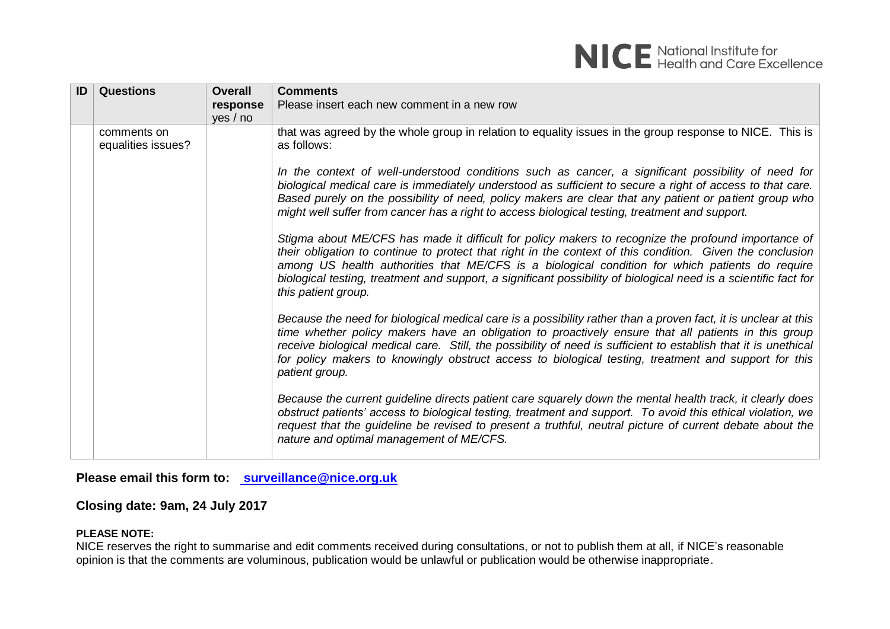| ID | Questions | Overall response yes / no | Comments<br>Please insert each new comment in a new row |
|---|---|---|---|
| | comments on equalities issues? | | that was agreed by the whole group in relation to equality issues in the group response to NICE. This is as follows:<br><br>*In the context of well-understood conditions such as cancer, a significant possibility of need for biological medical care is immediately understood as sufficient to secure a right of access to that care. Based purely on the possibility of need, policy makers are clear that any patient or patient group who might well suffer from cancer has a right to access biological testing, treatment and support.*<br><br>*Stigma about ME/CFS has made it difficult for policy makers to recognize the profound importance of their obligation to continue to protect that right in the context of this condition. Given the conclusion among US health authorities that ME/CFS is a biological condition for which patients do require biological testing, treatment and support, a significant possibility of biological need is a scientific fact for this patient group.*<br><br>*Because the need for biological medical care is a possibility rather than a proven fact, it is unclear at this time whether policy makers have an obligation to proactively ensure that all patients in this group receive biological medical care. Still, the possibility of need is sufficient to establish that it is unethical for policy makers to knowingly obstruct access to biological testing, treatment and support for this patient group.*<br><br>*Because the current guideline directs patient care squarely down the mental health track, it clearly does obstruct patients' access to biological testing, treatment and support. To avoid this ethical violation, we request that the guideline be revised to present a truthful, neutral picture of current debate about the nature and optimal management of ME/CFS.* |

**Please email this form to: [surveillance@nice.org.uk](mailto:surveillance@nice.org.uk)**

**Closing date: 9am, 24 July 2017**

**PLEASE NOTE:**

NICE reserves the right to summarise and edit comments received during consultations, or not to publish them at all, if NICE's reasonable opinion is that the comments are voluminous, publication would be unlawful or publication would be otherwise inappropriate.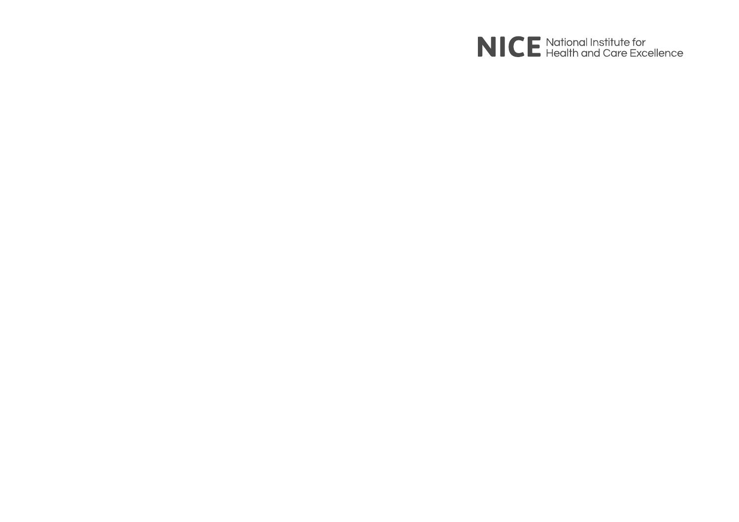NICE National Institute for Health and Care Excellence